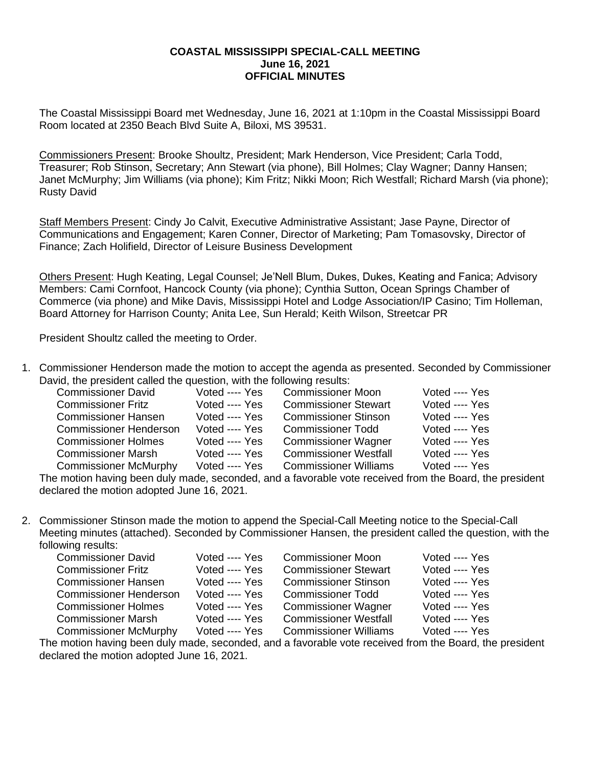**COASTAL MISSISSIPPI SPECIAL-CALL MEETING**
**June 16, 2021**
**OFFICIAL MINUTES**

The Coastal Mississippi Board met Wednesday, June 16, 2021 at 1:10pm in the Coastal Mississippi Board Room located at 2350 Beach Blvd Suite A, Biloxi, MS 39531.

Commissioners Present: Brooke Shoultz, President; Mark Henderson, Vice President; Carla Todd, Treasurer; Rob Stinson, Secretary; Ann Stewart (via phone), Bill Holmes; Clay Wagner; Danny Hansen; Janet McMurphy; Jim Williams (via phone); Kim Fritz; Nikki Moon; Rich Westfall; Richard Marsh (via phone); Rusty David

Staff Members Present: Cindy Jo Calvit, Executive Administrative Assistant; Jase Payne, Director of Communications and Engagement; Karen Conner, Director of Marketing; Pam Tomasovsky, Director of Finance; Zach Holifield, Director of Leisure Business Development

Others Present: Hugh Keating, Legal Counsel; Je'Nell Blum, Dukes, Dukes, Keating and Fanica; Advisory Members: Cami Cornfoot, Hancock County (via phone); Cynthia Sutton, Ocean Springs Chamber of Commerce (via phone) and Mike Davis, Mississippi Hotel and Lodge Association/IP Casino; Tim Holleman, Board Attorney for Harrison County; Anita Lee, Sun Herald; Keith Wilson, Streetcar PR

President Shoultz called the meeting to Order.

1. Commissioner Henderson made the motion to accept the agenda as presented. Seconded by Commissioner David, the president called the question, with the following results:

| | | | |
|---|---|---|---|
| Commissioner David | Voted ---- Yes | Commissioner Moon | Voted ---- Yes |
| Commissioner Fritz | Voted ---- Yes | Commissioner Stewart | Voted ---- Yes |
| Commissioner Hansen | Voted ---- Yes | Commissioner Stinson | Voted ---- Yes |
| Commissioner Henderson | Voted ---- Yes | Commissioner Todd | Voted ---- Yes |
| Commissioner Holmes | Voted ---- Yes | Commissioner Wagner | Voted ---- Yes |
| Commissioner Marsh | Voted ---- Yes | Commissioner Westfall | Voted ---- Yes |
| Commissioner McMurphy | Voted ---- Yes | Commissioner Williams | Voted ---- Yes |

The motion having been duly made, seconded, and a favorable vote received from the Board, the president declared the motion adopted June 16, 2021.

2. Commissioner Stinson made the motion to append the Special-Call Meeting notice to the Special-Call Meeting minutes (attached). Seconded by Commissioner Hansen, the president called the question, with the following results:

| | | | |
|---|---|---|---|
| Commissioner David | Voted ---- Yes | Commissioner Moon | Voted ---- Yes |
| Commissioner Fritz | Voted ---- Yes | Commissioner Stewart | Voted ---- Yes |
| Commissioner Hansen | Voted ---- Yes | Commissioner Stinson | Voted ---- Yes |
| Commissioner Henderson | Voted ---- Yes | Commissioner Todd | Voted ---- Yes |
| Commissioner Holmes | Voted ---- Yes | Commissioner Wagner | Voted ---- Yes |
| Commissioner Marsh | Voted ---- Yes | Commissioner Westfall | Voted ---- Yes |
| Commissioner McMurphy | Voted ---- Yes | Commissioner Williams | Voted ---- Yes |

The motion having been duly made, seconded, and a favorable vote received from the Board, the president declared the motion adopted June 16, 2021.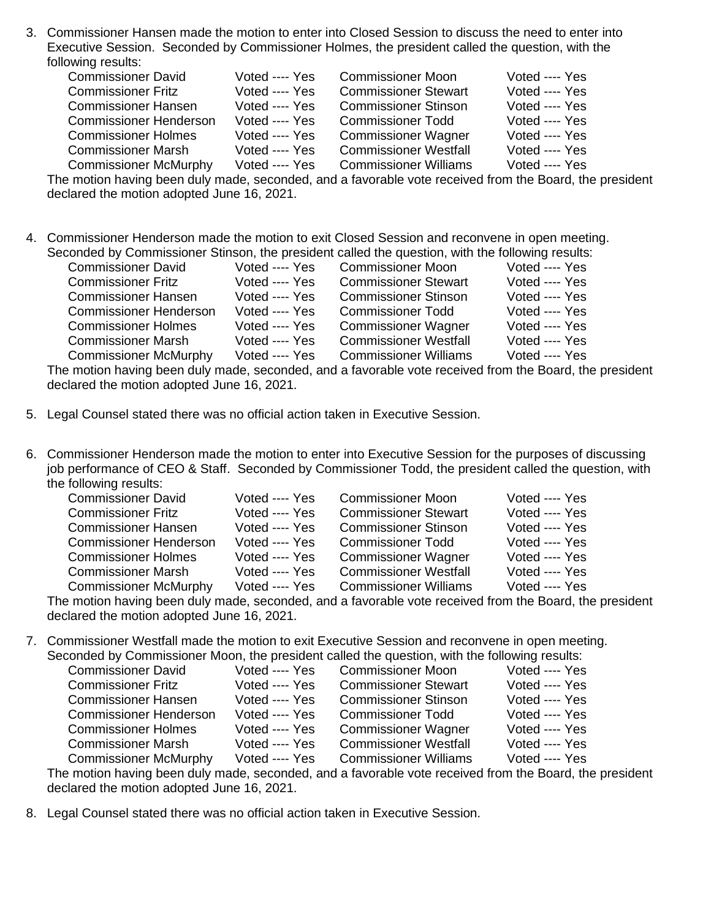3. Commissioner Hansen made the motion to enter into Closed Session to discuss the need to enter into Executive Session. Seconded by Commissioner Holmes, the president called the question, with the following results:

| | | | |
|---|---|---|---|
| Commissioner David | Voted ---- Yes | Commissioner Moon | Voted ---- Yes |
| Commissioner Fritz | Voted ---- Yes | Commissioner Stewart | Voted ---- Yes |
| Commissioner Hansen | Voted ---- Yes | Commissioner Stinson | Voted ---- Yes |
| Commissioner Henderson | Voted ---- Yes | Commissioner Todd | Voted ---- Yes |
| Commissioner Holmes | Voted ---- Yes | Commissioner Wagner | Voted ---- Yes |
| Commissioner Marsh | Voted ---- Yes | Commissioner Westfall | Voted ---- Yes |
| Commissioner McMurphy | Voted ---- Yes | Commissioner Williams | Voted ---- Yes |

The motion having been duly made, seconded, and a favorable vote received from the Board, the president declared the motion adopted June 16, 2021.

4. Commissioner Henderson made the motion to exit Closed Session and reconvene in open meeting. Seconded by Commissioner Stinson, the president called the question, with the following results:

| | | | |
|---|---|---|---|
| Commissioner David | Voted ---- Yes | Commissioner Moon | Voted ---- Yes |
| Commissioner Fritz | Voted ---- Yes | Commissioner Stewart | Voted ---- Yes |
| Commissioner Hansen | Voted ---- Yes | Commissioner Stinson | Voted ---- Yes |
| Commissioner Henderson | Voted ---- Yes | Commissioner Todd | Voted ---- Yes |
| Commissioner Holmes | Voted ---- Yes | Commissioner Wagner | Voted ---- Yes |
| Commissioner Marsh | Voted ---- Yes | Commissioner Westfall | Voted ---- Yes |
| Commissioner McMurphy | Voted ---- Yes | Commissioner Williams | Voted ---- Yes |

The motion having been duly made, seconded, and a favorable vote received from the Board, the president declared the motion adopted June 16, 2021.

5. Legal Counsel stated there was no official action taken in Executive Session.

6. Commissioner Henderson made the motion to enter into Executive Session for the purposes of discussing job performance of CEO & Staff. Seconded by Commissioner Todd, the president called the question, with the following results:

| | | | |
|---|---|---|---|
| Commissioner David | Voted ---- Yes | Commissioner Moon | Voted ---- Yes |
| Commissioner Fritz | Voted ---- Yes | Commissioner Stewart | Voted ---- Yes |
| Commissioner Hansen | Voted ---- Yes | Commissioner Stinson | Voted ---- Yes |
| Commissioner Henderson | Voted ---- Yes | Commissioner Todd | Voted ---- Yes |
| Commissioner Holmes | Voted ---- Yes | Commissioner Wagner | Voted ---- Yes |
| Commissioner Marsh | Voted ---- Yes | Commissioner Westfall | Voted ---- Yes |
| Commissioner McMurphy | Voted ---- Yes | Commissioner Williams | Voted ---- Yes |

The motion having been duly made, seconded, and a favorable vote received from the Board, the president declared the motion adopted June 16, 2021.

7. Commissioner Westfall made the motion to exit Executive Session and reconvene in open meeting. Seconded by Commissioner Moon, the president called the question, with the following results:

| | | | |
|---|---|---|---|
| Commissioner David | Voted ---- Yes | Commissioner Moon | Voted ---- Yes |
| Commissioner Fritz | Voted ---- Yes | Commissioner Stewart | Voted ---- Yes |
| Commissioner Hansen | Voted ---- Yes | Commissioner Stinson | Voted ---- Yes |
| Commissioner Henderson | Voted ---- Yes | Commissioner Todd | Voted ---- Yes |
| Commissioner Holmes | Voted ---- Yes | Commissioner Wagner | Voted ---- Yes |
| Commissioner Marsh | Voted ---- Yes | Commissioner Westfall | Voted ---- Yes |
| Commissioner McMurphy | Voted ---- Yes | Commissioner Williams | Voted ---- Yes |

The motion having been duly made, seconded, and a favorable vote received from the Board, the president declared the motion adopted June 16, 2021.

8. Legal Counsel stated there was no official action taken in Executive Session.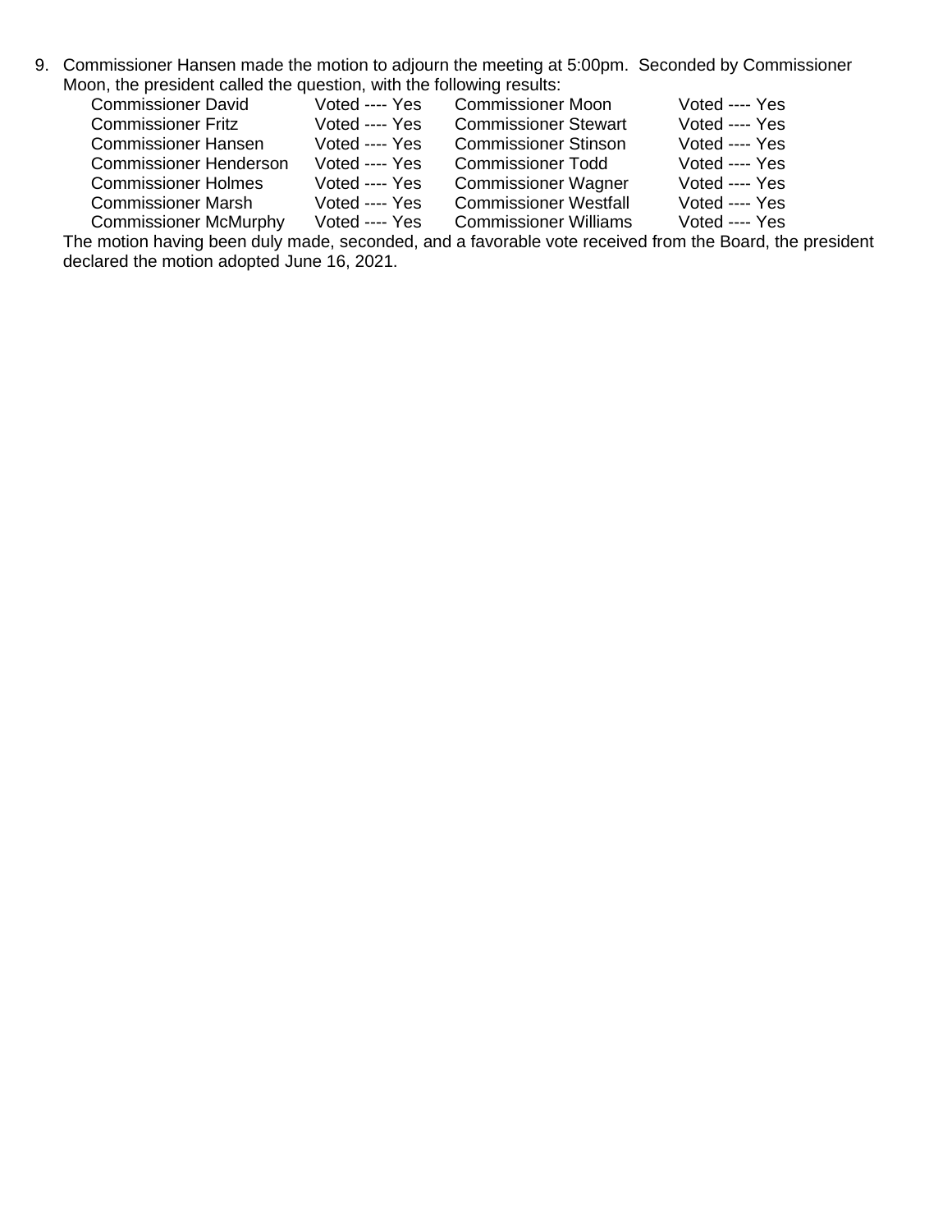9. Commissioner Hansen made the motion to adjourn the meeting at 5:00pm. Seconded by Commissioner Moon, the president called the question, with the following results:

| | | | |
|---|---|---|---|
| Commissioner David | Voted ---- Yes | Commissioner Moon | Voted ---- Yes |
| Commissioner Fritz | Voted ---- Yes | Commissioner Stewart | Voted ---- Yes |
| Commissioner Hansen | Voted ---- Yes | Commissioner Stinson | Voted ---- Yes |
| Commissioner Henderson | Voted ---- Yes | Commissioner Todd | Voted ---- Yes |
| Commissioner Holmes | Voted ---- Yes | Commissioner Wagner | Voted ---- Yes |
| Commissioner Marsh | Voted ---- Yes | Commissioner Westfall | Voted ---- Yes |
| Commissioner McMurphy | Voted ---- Yes | Commissioner Williams | Voted ---- Yes |

The motion having been duly made, seconded, and a favorable vote received from the Board, the president declared the motion adopted June 16, 2021.